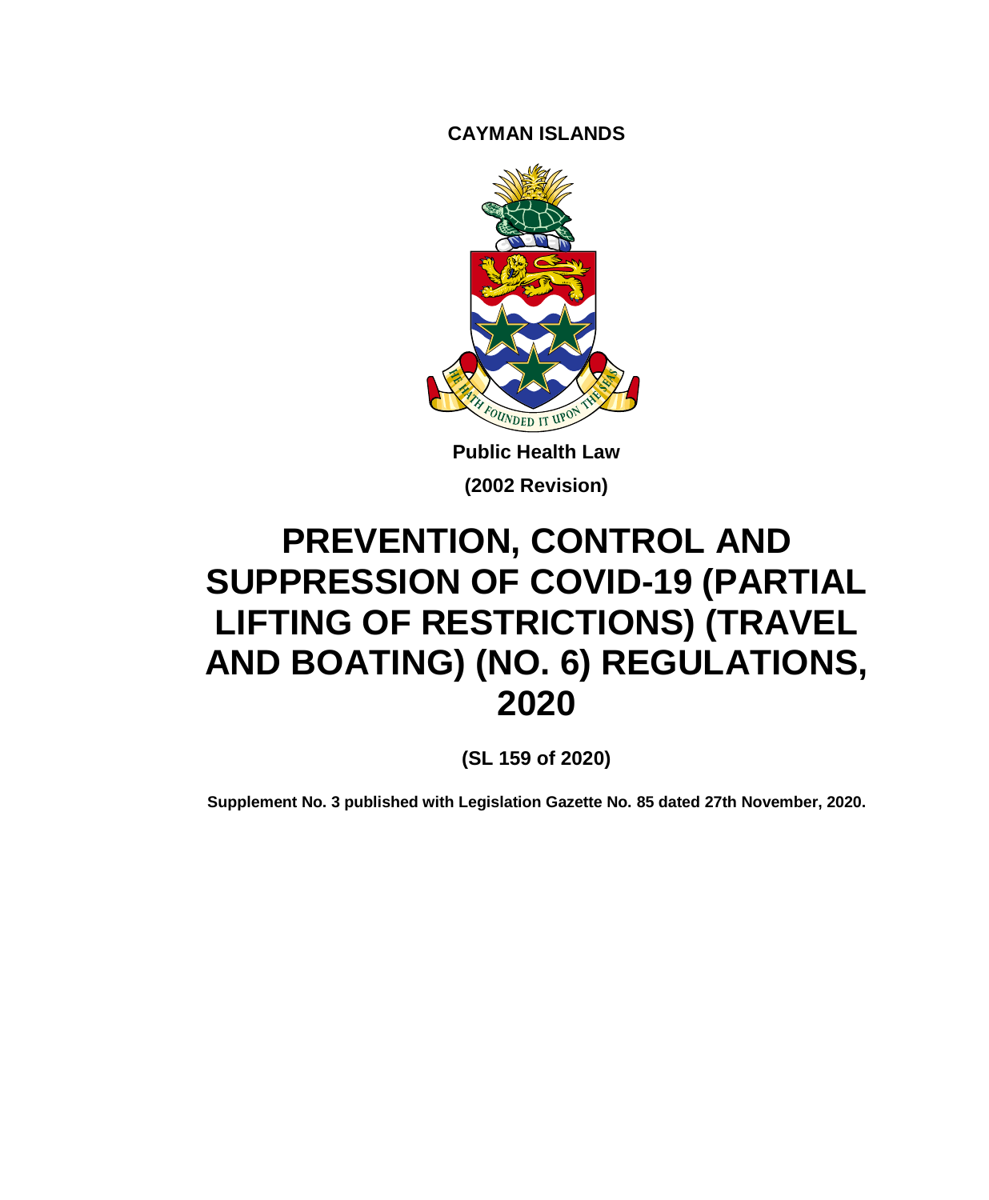**CAYMAN ISLANDS**

**Public Health Law**

**(2002 Revision)**

# PREVENTION, CONTROL AND SUPPRESSION OF COVID-19 (PARTIAL LIFTING OF RESTRICTIONS) (TRAVEL AND BOATING) (NO. 6) REGULATIONS, 2020

**(SL 159 of 2020)**

**Supplement No. 3 published with Legislation Gazette No. 85 dated 27th November, 2020.**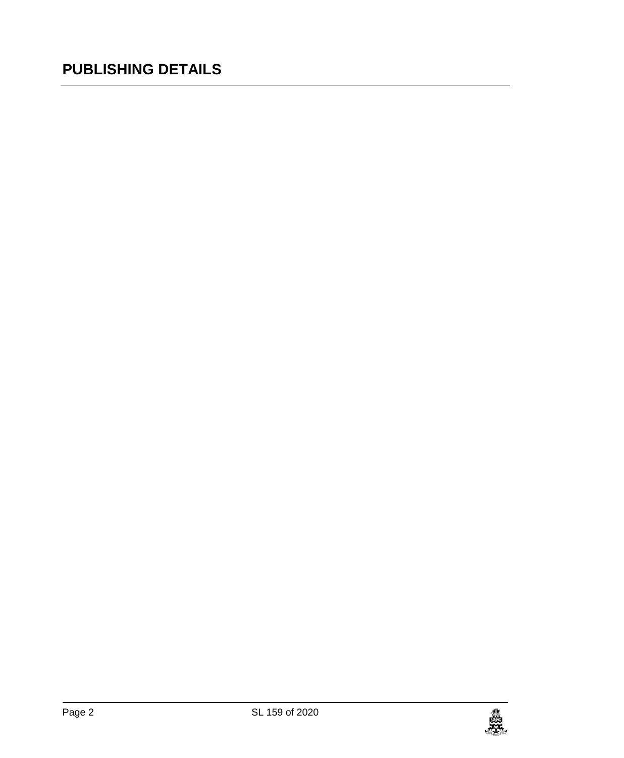## PUBLISHING DETAILS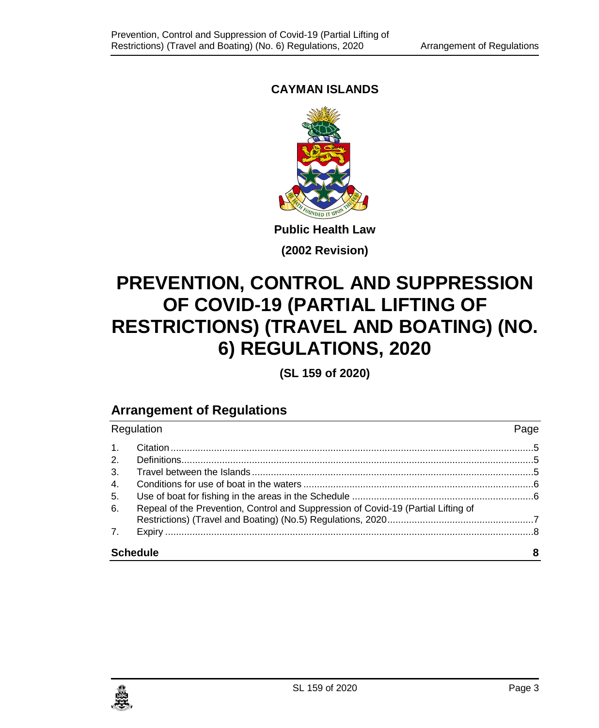**CAYMAN ISLANDS**

**Public Health Law**

**(2002 Revision)**

# PREVENTION, CONTROL AND SUPPRESSION OF COVID-19 (PARTIAL LIFTING OF RESTRICTIONS) (TRAVEL AND BOATING) (NO. 6) REGULATIONS, 2020

**(SL 159 of 2020)**

## Arrangement of Regulations

| Regulation | | Page |
|---|---|---|
| 1. | Citation | 5 |
| 2. | Definitions | 5 |
| 3. | Travel between the Islands | 5 |
| 4. | Conditions for use of boat in the waters | 6 |
| 5. | Use of boat for fishing in the areas in the Schedule | 6 |
| 6. | Repeal of the Prevention, Control and Suppression of Covid-19 (Partial Lifting of Restrictions) (Travel and Boating) (No.5) Regulations, 2020 | 7 |
| 7. | Expiry | 8 |
| **Schedule** | | **8** |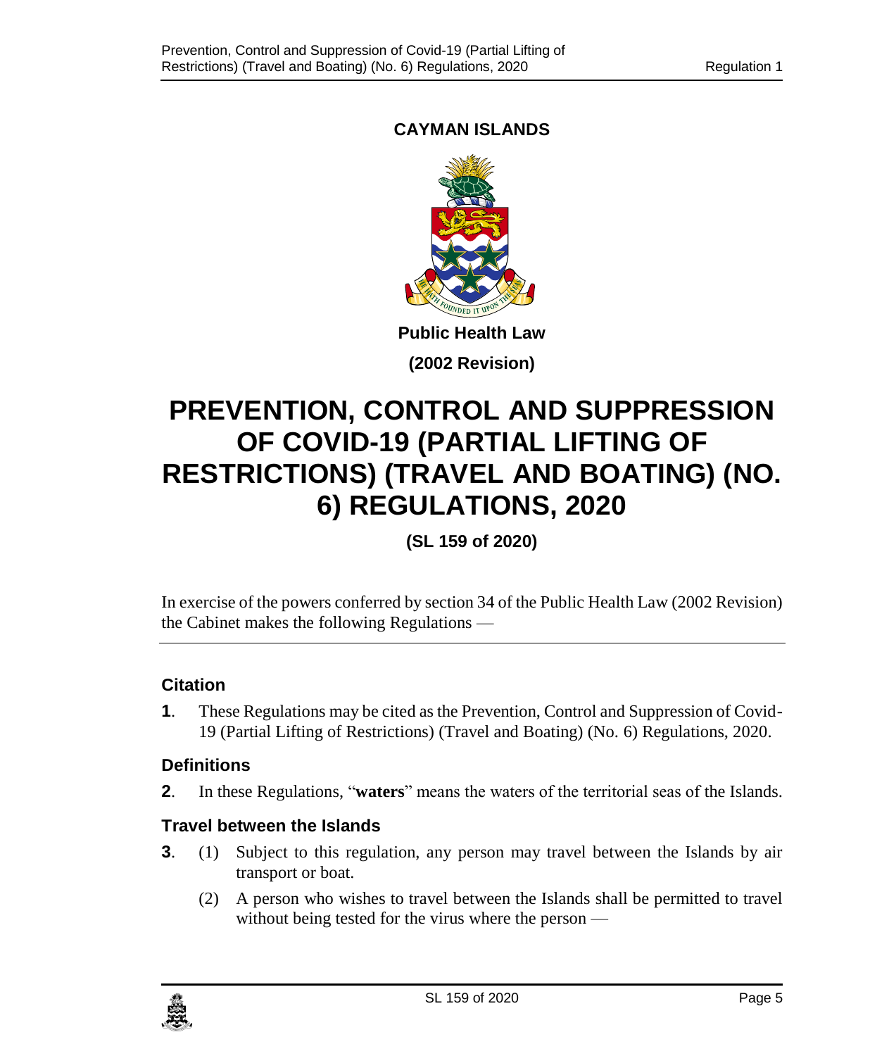**CAYMAN ISLANDS**

**Public Health Law**

**(2002 Revision)**

# PREVENTION, CONTROL AND SUPPRESSION OF COVID-19 (PARTIAL LIFTING OF RESTRICTIONS) (TRAVEL AND BOATING) (NO. 6) REGULATIONS, 2020

**(SL 159 of 2020)**

In exercise of the powers conferred by section 34 of the Public Health Law (2002 Revision) the Cabinet makes the following Regulations —

### Citation

**1**. These Regulations may be cited as the Prevention, Control and Suppression of Covid-19 (Partial Lifting of Restrictions) (Travel and Boating) (No. 6) Regulations, 2020.

### Definitions

**2**. In these Regulations, "**waters**" means the waters of the territorial seas of the Islands.

### Travel between the Islands

**3**. (1) Subject to this regulation, any person may travel between the Islands by air transport or boat.

(2) A person who wishes to travel between the Islands shall be permitted to travel without being tested for the virus where the person —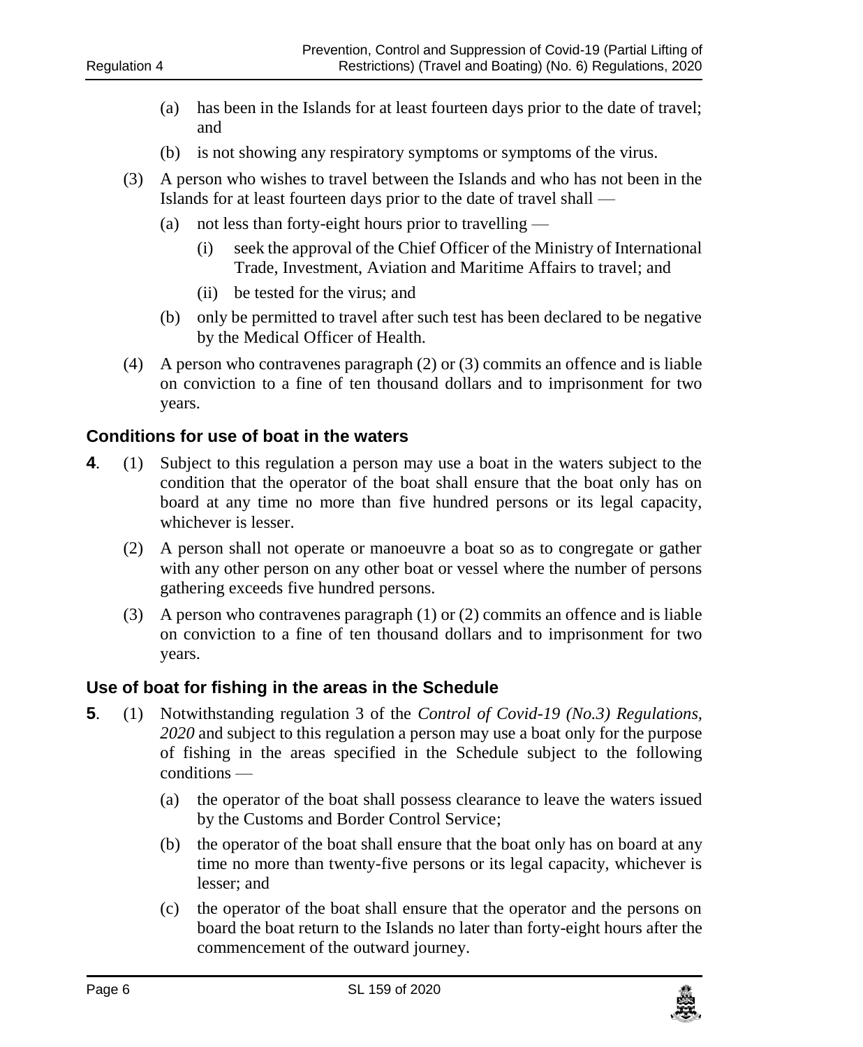(a) has been in the Islands for at least fourteen days prior to the date of travel; and

(b) is not showing any respiratory symptoms or symptoms of the virus.

(3) A person who wishes to travel between the Islands and who has not been in the Islands for at least fourteen days prior to the date of travel shall —

(a) not less than forty-eight hours prior to travelling —

(i) seek the approval of the Chief Officer of the Ministry of International Trade, Investment, Aviation and Maritime Affairs to travel; and

(ii) be tested for the virus; and

(b) only be permitted to travel after such test has been declared to be negative by the Medical Officer of Health.

(4) A person who contravenes paragraph (2) or (3) commits an offence and is liable on conviction to a fine of ten thousand dollars and to imprisonment for two years.

### Conditions for use of boat in the waters

**4**. (1) Subject to this regulation a person may use a boat in the waters subject to the condition that the operator of the boat shall ensure that the boat only has on board at any time no more than five hundred persons or its legal capacity, whichever is lesser.

(2) A person shall not operate or manoeuvre a boat so as to congregate or gather with any other person on any other boat or vessel where the number of persons gathering exceeds five hundred persons.

(3) A person who contravenes paragraph (1) or (2) commits an offence and is liable on conviction to a fine of ten thousand dollars and to imprisonment for two years.

### Use of boat for fishing in the areas in the Schedule

**5**. (1) Notwithstanding regulation 3 of the *Control of Covid-19 (No.3) Regulations, 2020* and subject to this regulation a person may use a boat only for the purpose of fishing in the areas specified in the Schedule subject to the following conditions —

(a) the operator of the boat shall possess clearance to leave the waters issued by the Customs and Border Control Service;

(b) the operator of the boat shall ensure that the boat only has on board at any time no more than twenty-five persons or its legal capacity, whichever is lesser; and

(c) the operator of the boat shall ensure that the operator and the persons on board the boat return to the Islands no later than forty-eight hours after the commencement of the outward journey.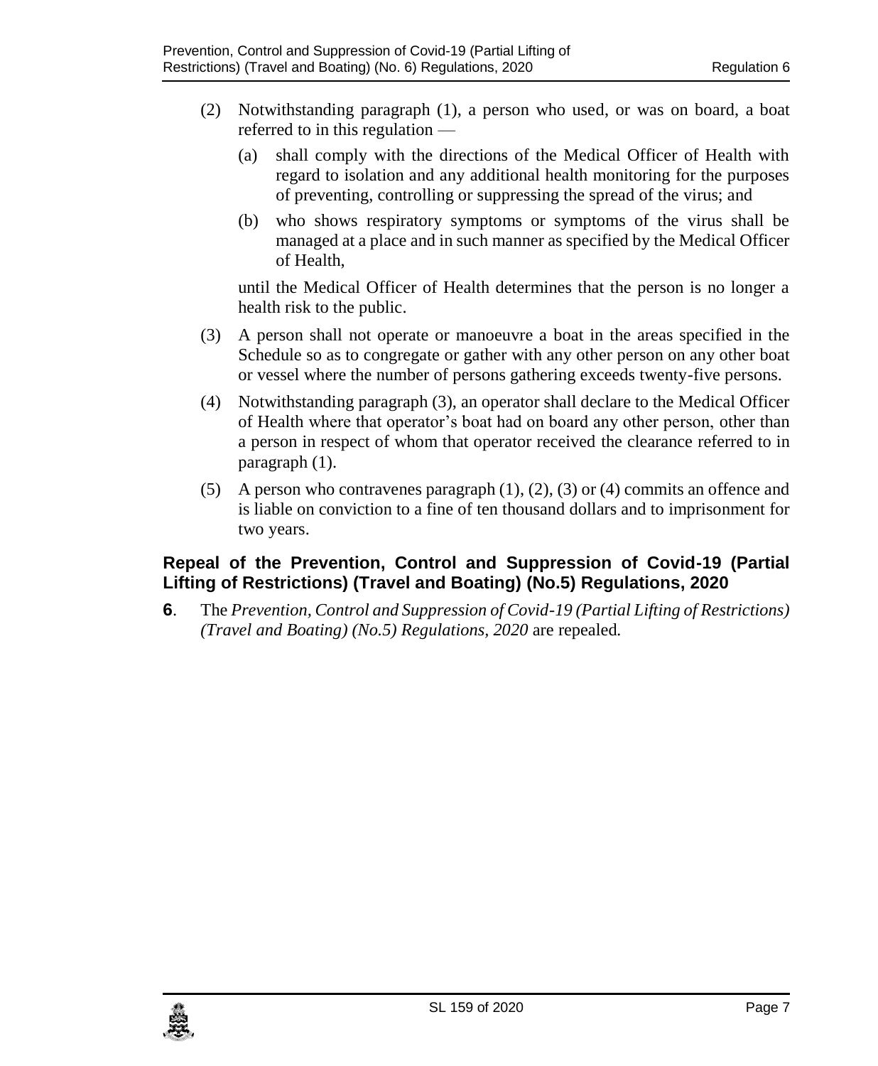(2) Notwithstanding paragraph (1), a person who used, or was on board, a boat referred to in this regulation —

(a) shall comply with the directions of the Medical Officer of Health with regard to isolation and any additional health monitoring for the purposes of preventing, controlling or suppressing the spread of the virus; and

(b) who shows respiratory symptoms or symptoms of the virus shall be managed at a place and in such manner as specified by the Medical Officer of Health,

until the Medical Officer of Health determines that the person is no longer a health risk to the public.

(3) A person shall not operate or manoeuvre a boat in the areas specified in the Schedule so as to congregate or gather with any other person on any other boat or vessel where the number of persons gathering exceeds twenty-five persons.

(4) Notwithstanding paragraph (3), an operator shall declare to the Medical Officer of Health where that operator's boat had on board any other person, other than a person in respect of whom that operator received the clearance referred to in paragraph (1).

(5) A person who contravenes paragraph (1), (2), (3) or (4) commits an offence and is liable on conviction to a fine of ten thousand dollars and to imprisonment for two years.

### Repeal of the Prevention, Control and Suppression of Covid-19 (Partial Lifting of Restrictions) (Travel and Boating) (No.5) Regulations, 2020

**6**. The *Prevention, Control and Suppression of Covid-19 (Partial Lifting of Restrictions) (Travel and Boating) (No.5) Regulations, 2020* are repealed.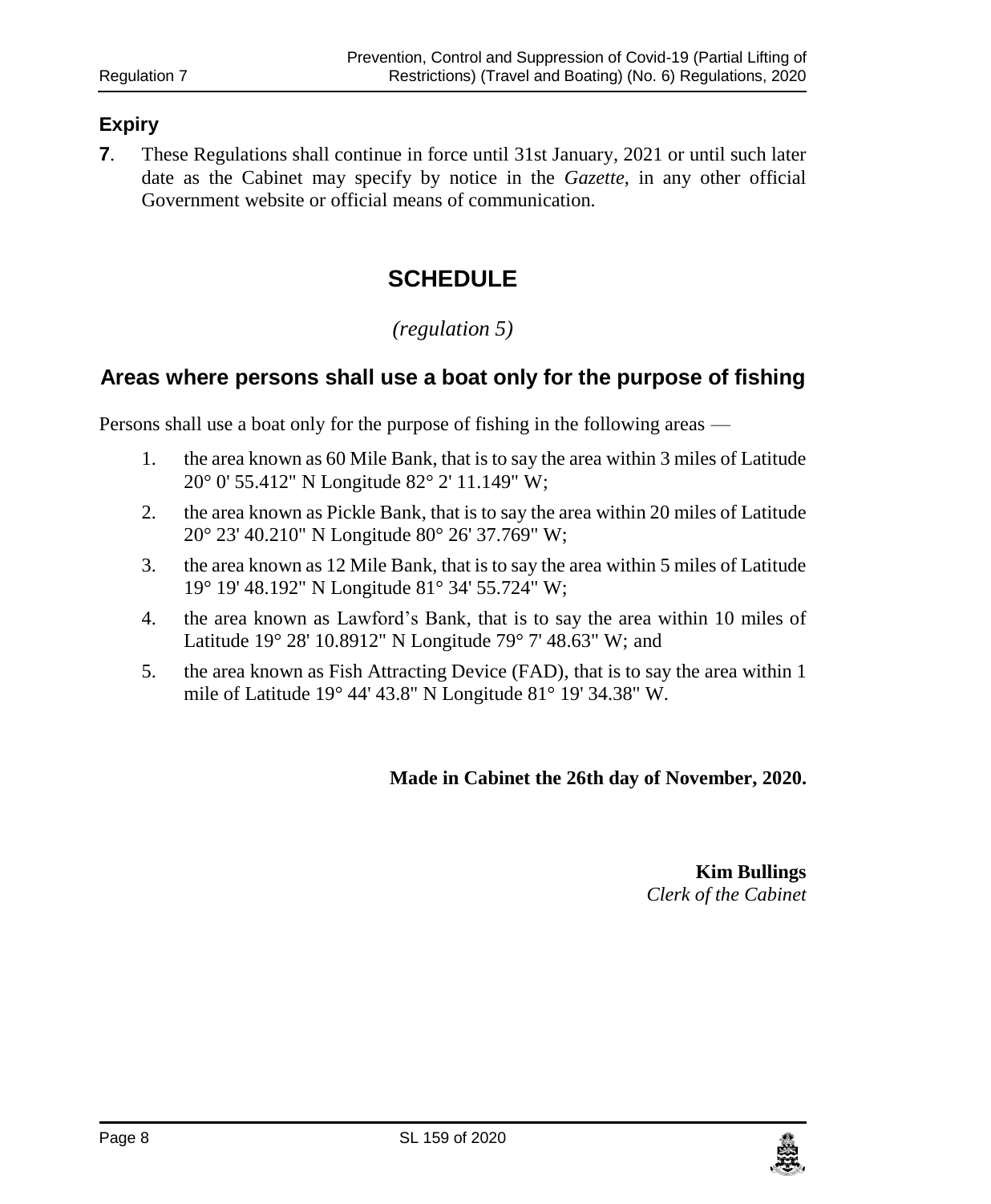## Expiry

**7**. These Regulations shall continue in force until 31st January, 2021 or until such later date as the Cabinet may specify by notice in the *Gazette*, in any other official Government website or official means of communication.

# SCHEDULE

*(regulation 5)*

## Areas where persons shall use a boat only for the purpose of fishing

Persons shall use a boat only for the purpose of fishing in the following areas —

1. the area known as 60 Mile Bank, that is to say the area within 3 miles of Latitude 20° 0' 55.412" N Longitude 82° 2' 11.149" W;
2. the area known as Pickle Bank, that is to say the area within 20 miles of Latitude 20° 23' 40.210" N Longitude 80° 26' 37.769" W;
3. the area known as 12 Mile Bank, that is to say the area within 5 miles of Latitude 19° 19' 48.192" N Longitude 81° 34' 55.724" W;
4. the area known as Lawford's Bank, that is to say the area within 10 miles of Latitude 19° 28' 10.8912" N Longitude 79° 7' 48.63" W; and
5. the area known as Fish Attracting Device (FAD), that is to say the area within 1 mile of Latitude 19° 44' 43.8" N Longitude 81° 19' 34.38" W.

**Made in Cabinet the 26th day of November, 2020.**

**Kim Bullings**
*Clerk of the Cabinet*